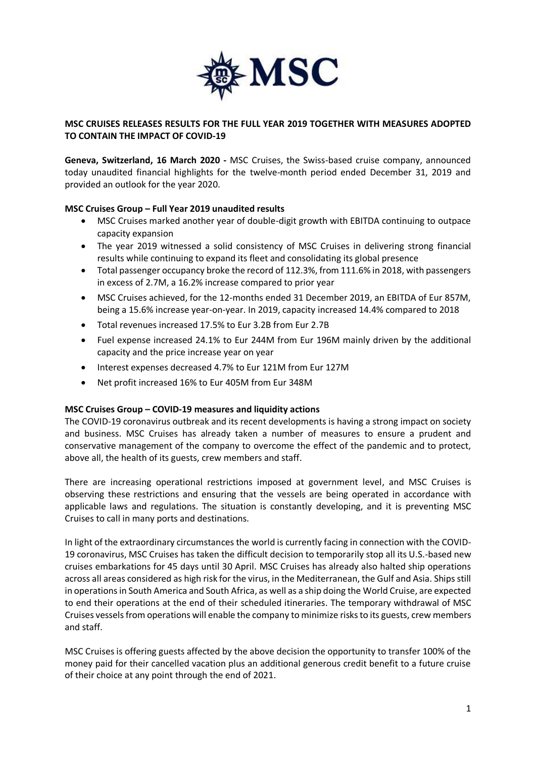# MSC CRUISES RELEASES RESULTS FOR THE FULL YEAR 2019 TOGETHER WITH MEASURES ADOPTED TO CONTAIN THE IMPACT OF COVID-19

**Geneva, Switzerland, 16 March 2020 -** MSC Cruises, the Swiss-based cruise company, announced today unaudited financial highlights for the twelve-month period ended December 31, 2019 and provided an outlook for the year 2020.

## MSC Cruises Group – Full Year 2019 unaudited results

- MSC Cruises marked another year of double-digit growth with EBITDA continuing to outpace capacity expansion
- The year 2019 witnessed a solid consistency of MSC Cruises in delivering strong financial results while continuing to expand its fleet and consolidating its global presence
- Total passenger occupancy broke the record of 112.3%, from 111.6% in 2018, with passengers in excess of 2.7M, a 16.2% increase compared to prior year
- MSC Cruises achieved, for the 12-months ended 31 December 2019, an EBITDA of Eur 857M, being a 15.6% increase year-on-year. In 2019, capacity increased 14.4% compared to 2018
- Total revenues increased 17.5% to Eur 3.2B from Eur 2.7B
- Fuel expense increased 24.1% to Eur 244M from Eur 196M mainly driven by the additional capacity and the price increase year on year
- Interest expenses decreased 4.7% to Eur 121M from Eur 127M
- Net profit increased 16% to Eur 405M from Eur 348M

## MSC Cruises Group – COVID-19 measures and liquidity actions

The COVID-19 coronavirus outbreak and its recent developments is having a strong impact on society and business. MSC Cruises has already taken a number of measures to ensure a prudent and conservative management of the company to overcome the effect of the pandemic and to protect, above all, the health of its guests, crew members and staff.

There are increasing operational restrictions imposed at government level, and MSC Cruises is observing these restrictions and ensuring that the vessels are being operated in accordance with applicable laws and regulations. The situation is constantly developing, and it is preventing MSC Cruises to call in many ports and destinations.

In light of the extraordinary circumstances the world is currently facing in connection with the COVID-19 coronavirus, MSC Cruises has taken the difficult decision to temporarily stop all its U.S.-based new cruises embarkations for 45 days until 30 April. MSC Cruises has already also halted ship operations across all areas considered as high risk for the virus, in the Mediterranean, the Gulf and Asia. Ships still in operations in South America and South Africa, as well as a ship doing the World Cruise, are expected to end their operations at the end of their scheduled itineraries. The temporary withdrawal of MSC Cruises vessels from operations will enable the company to minimize risks to its guests, crew members and staff.

MSC Cruises is offering guests affected by the above decision the opportunity to transfer 100% of the money paid for their cancelled vacation plus an additional generous credit benefit to a future cruise of their choice at any point through the end of 2021.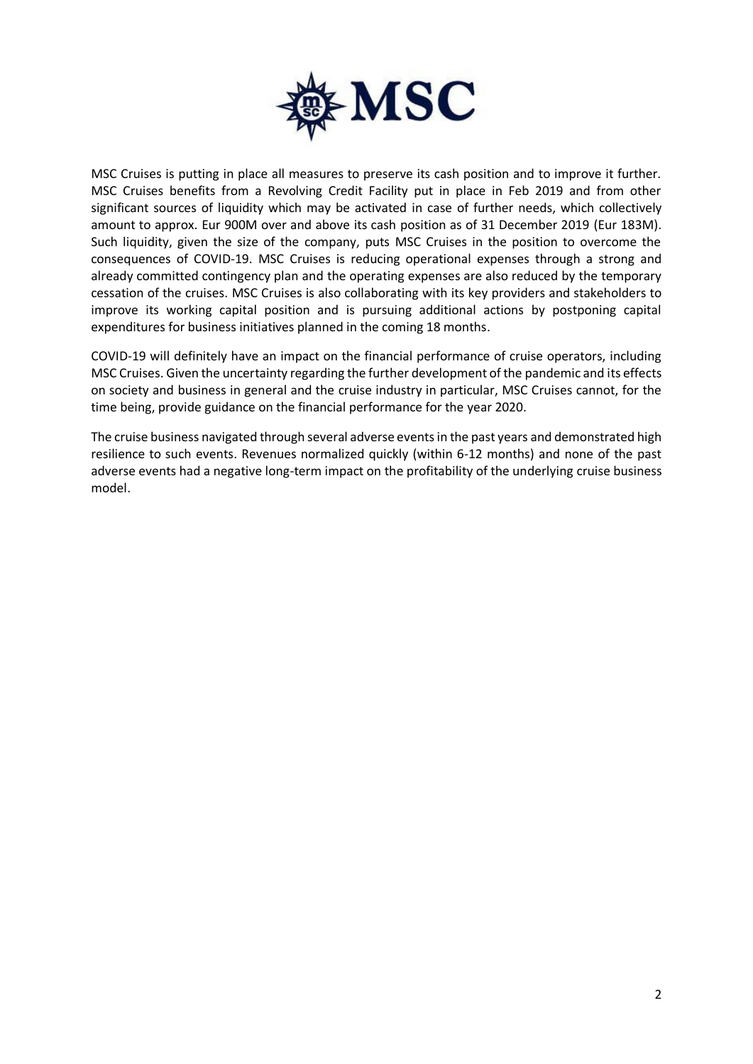MSC Cruises is putting in place all measures to preserve its cash position and to improve it further. MSC Cruises benefits from a Revolving Credit Facility put in place in Feb 2019 and from other significant sources of liquidity which may be activated in case of further needs, which collectively amount to approx. Eur 900M over and above its cash position as of 31 December 2019 (Eur 183M). Such liquidity, given the size of the company, puts MSC Cruises in the position to overcome the consequences of COVID-19. MSC Cruises is reducing operational expenses through a strong and already committed contingency plan and the operating expenses are also reduced by the temporary cessation of the cruises. MSC Cruises is also collaborating with its key providers and stakeholders to improve its working capital position and is pursuing additional actions by postponing capital expenditures for business initiatives planned in the coming 18 months.

COVID-19 will definitely have an impact on the financial performance of cruise operators, including MSC Cruises. Given the uncertainty regarding the further development of the pandemic and its effects on society and business in general and the cruise industry in particular, MSC Cruises cannot, for the time being, provide guidance on the financial performance for the year 2020.

The cruise business navigated through several adverse events in the past years and demonstrated high resilience to such events. Revenues normalized quickly (within 6-12 months) and none of the past adverse events had a negative long-term impact on the profitability of the underlying cruise business model.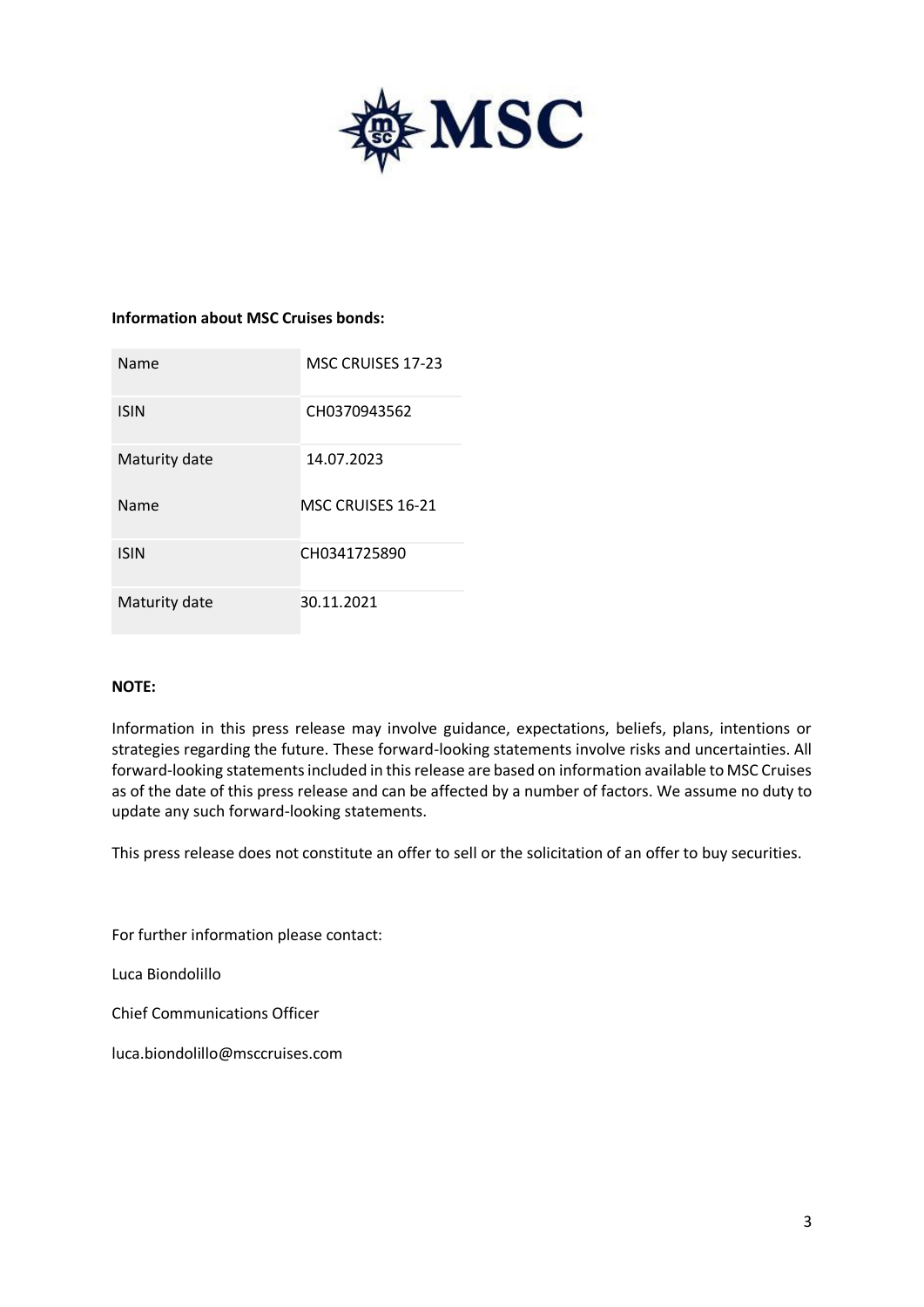**Information about MSC Cruises bonds:**

| | |
|---|---|
| Name | MSC CRUISES 17-23 |
| ISIN | CH0370943562 |
| Maturity date | 14.07.2023 |
| Name | MSC CRUISES 16-21 |
| ISIN | CH0341725890 |
| Maturity date | 30.11.2021 |

**NOTE:**

Information in this press release may involve guidance, expectations, beliefs, plans, intentions or strategies regarding the future. These forward-looking statements involve risks and uncertainties. All forward-looking statements included in this release are based on information available to MSC Cruises as of the date of this press release and can be affected by a number of factors. We assume no duty to update any such forward-looking statements.

This press release does not constitute an offer to sell or the solicitation of an offer to buy securities.

For further information please contact:

Luca Biondolillo

Chief Communications Officer

luca.biondolillo@msccruises.com